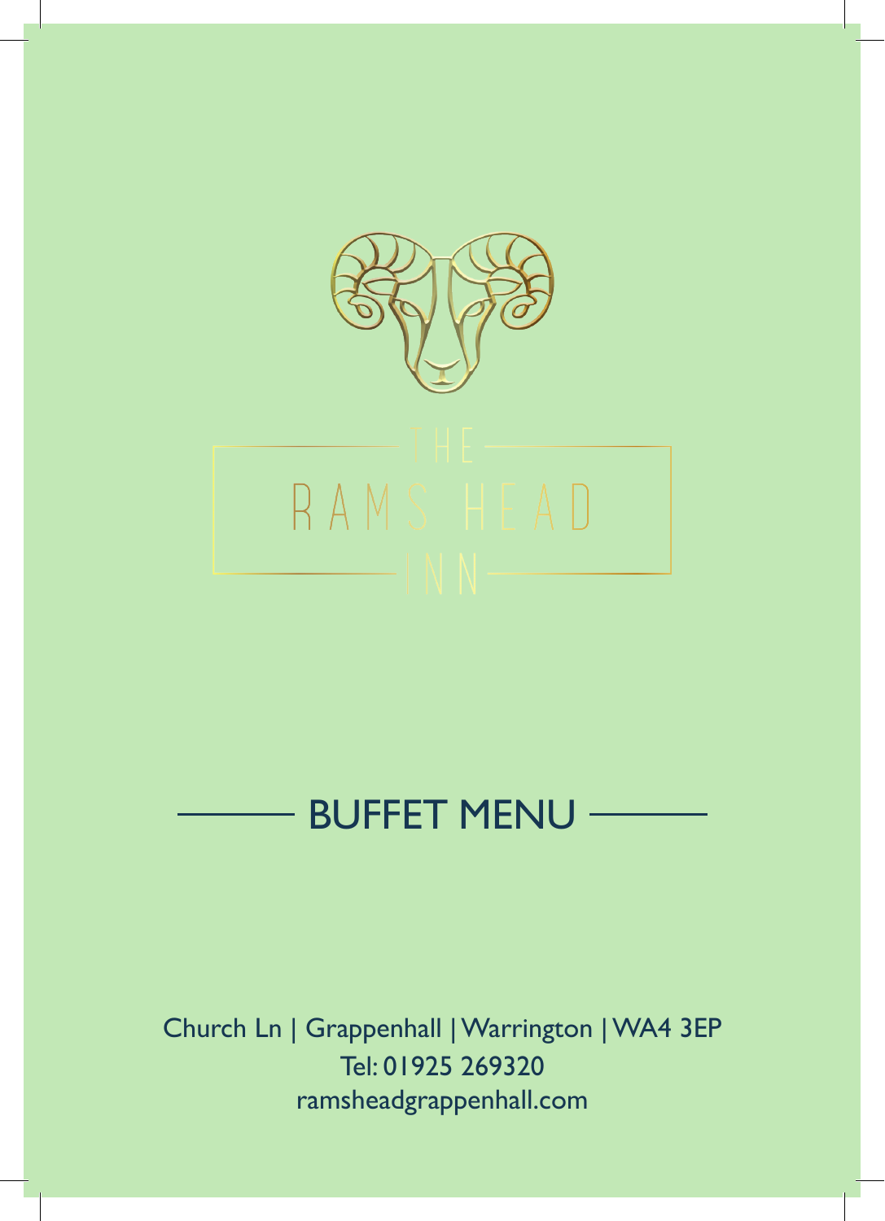# THE RAMS HEAD INN

## BUFFET MENU

Church Ln | Grappenhall | Warrington | WA4 3EP
Tel: 01925 269320
ramsheadgrappenhall.com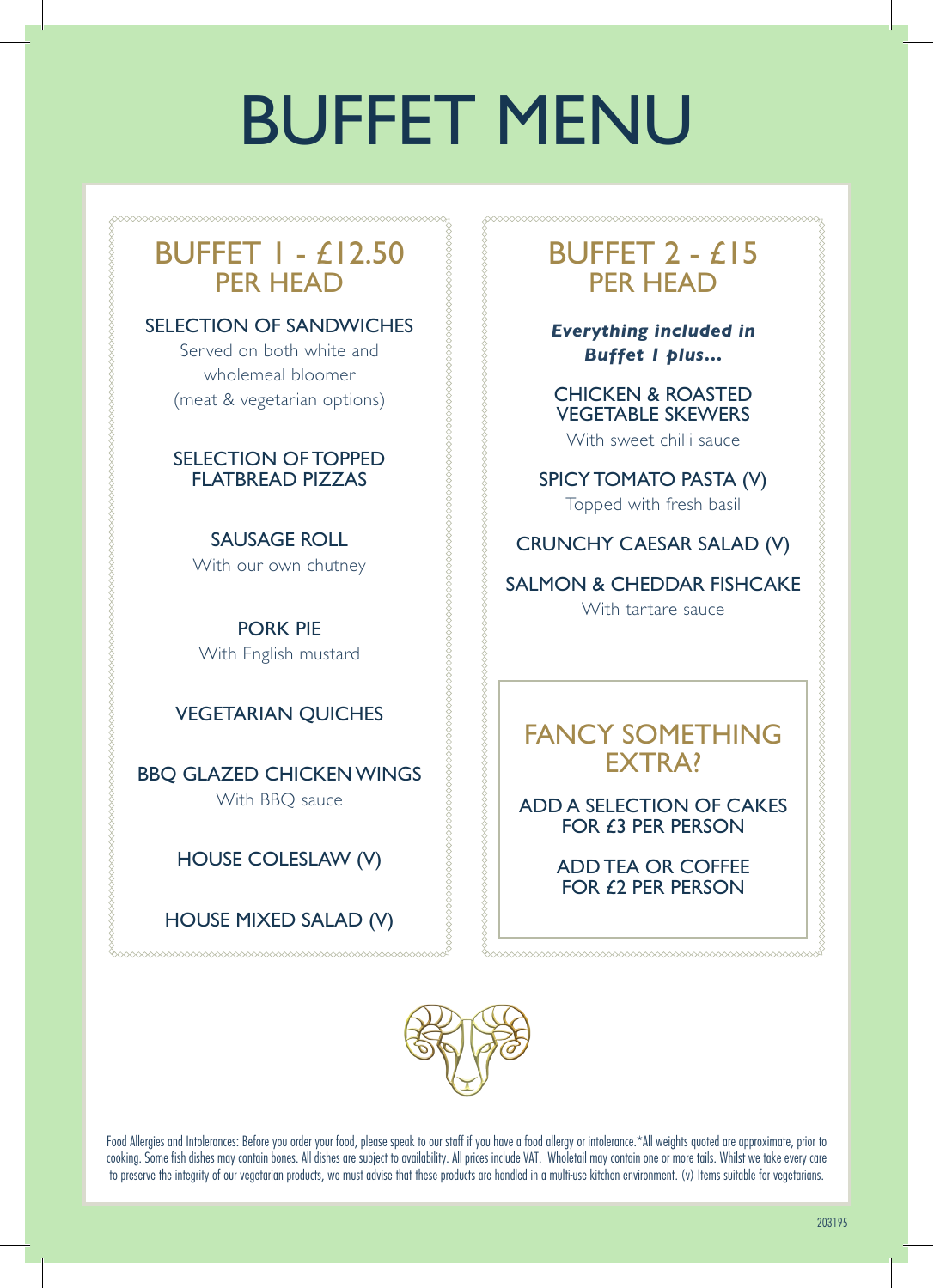# BUFFET MENU

## BUFFET 1 - £12.50 PER HEAD

**SELECTION OF SANDWICHES**
Served on both white and wholemeal bloomer (meat & vegetarian options)

**SELECTION OF TOPPED FLATBREAD PIZZAS**

**SAUSAGE ROLL**
With our own chutney

**PORK PIE**
With English mustard

**VEGETARIAN QUICHES**

**BBQ GLAZED CHICKEN WINGS**
With BBQ sauce

**HOUSE COLESLAW (V)**

**HOUSE MIXED SALAD (V)**

## BUFFET 2 - £15 PER HEAD

***Everything included in Buffet 1 plus...***

**CHICKEN & ROASTED VEGETABLE SKEWERS**
With sweet chilli sauce

**SPICY TOMATO PASTA (V)**
Topped with fresh basil

**CRUNCHY CAESAR SALAD (V)**

**SALMON & CHEDDAR FISHCAKE**
With tartare sauce

### FANCY SOMETHING EXTRA?

ADD A SELECTION OF CAKES FOR £3 PER PERSON

ADD TEA OR COFFEE FOR £2 PER PERSON

Food Allergies and Intolerances: Before you order your food, please speak to our staff if you have a food allergy or intolerance.*All weights quoted are approximate, prior to cooking. Some fish dishes may contain bones. All dishes are subject to availability. All prices include VAT. Wholetail may contain one or more tails. Whilst we take every care to preserve the integrity of our vegetarian products, we must advise that these products are handled in a multi-use kitchen environment. (v) Items suitable for vegetarians.

203195